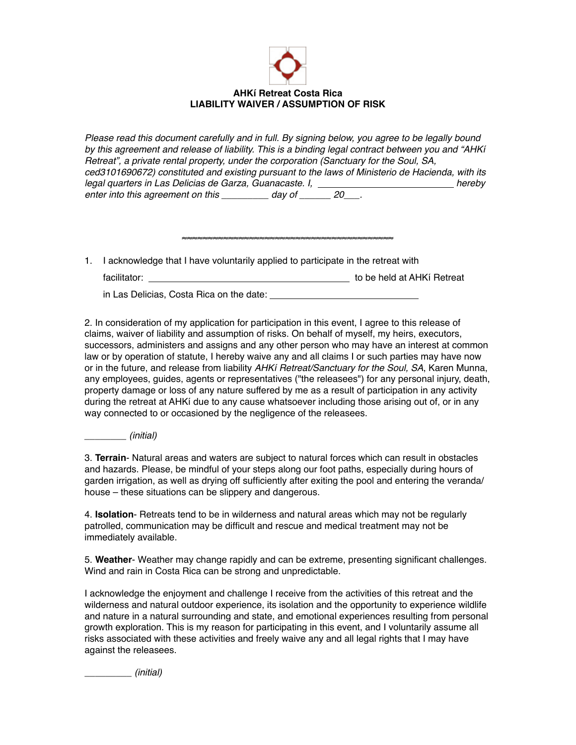**AHKí Retreat Costa Rica**
**LIABILITY WAIVER / ASSUMPTION OF RISK**

*Please read this document carefully and in full. By signing below, you agree to be legally bound by this agreement and release of liability. This is a binding legal contract between you and "AHKí Retreat", a private rental property, under the corporation (Sanctuary for the Soul, SA, ced3101690672) constituted and existing pursuant to the laws of Ministerio de Hacienda, with its legal quarters in Las Delicias de Garza, Guanacaste. I, ___________________________ hereby enter into this agreement on this _________ day of ______ 20___.*

≈≈≈≈≈≈≈≈≈≈≈≈≈≈≈≈≈≈≈≈≈≈≈≈≈≈≈≈≈≈≈≈≈≈≈≈≈≈≈≈

1. I acknowledge that I have voluntarily applied to participate in the retreat with facilitator: ________________________________________ to be held at AHKí Retreat in Las Delicias, Costa Rica on the date: ______________________________

2. In consideration of my application for participation in this event, I agree to this release of claims, waiver of liability and assumption of risks. On behalf of myself, my heirs, executors, successors, administers and assigns and any other person who may have an interest at common law or by operation of statute, I hereby waive any and all claims I or such parties may have now or in the future, and release from liability *AHKí Retreat/Sanctuary for the Soul, SA*, Karen Munna, any employees, guides, agents or representatives ("the releasees") for any personal injury, death, property damage or loss of any nature suffered by me as a result of participation in any activity during the retreat at AHKí due to any cause whatsoever including those arising out of, or in any way connected to or occasioned by the negligence of the releasees.

________ *(initial)*

3. **Terrain**- Natural areas and waters are subject to natural forces which can result in obstacles and hazards. Please, be mindful of your steps along our foot paths, especially during hours of garden irrigation, as well as drying off sufficiently after exiting the pool and entering the veranda/ house – these situations can be slippery and dangerous.

4. **Isolation**- Retreats tend to be in wilderness and natural areas which may not be regularly patrolled, communication may be difficult and rescue and medical treatment may not be immediately available.

5. **Weather**- Weather may change rapidly and can be extreme, presenting significant challenges. Wind and rain in Costa Rica can be strong and unpredictable.

I acknowledge the enjoyment and challenge I receive from the activities of this retreat and the wilderness and natural outdoor experience, its isolation and the opportunity to experience wildlife and nature in a natural surrounding and state, and emotional experiences resulting from personal growth exploration. This is my reason for participating in this event, and I voluntarily assume all risks associated with these activities and freely waive any and all legal rights that I may have against the releasees.

_________ *(initial)*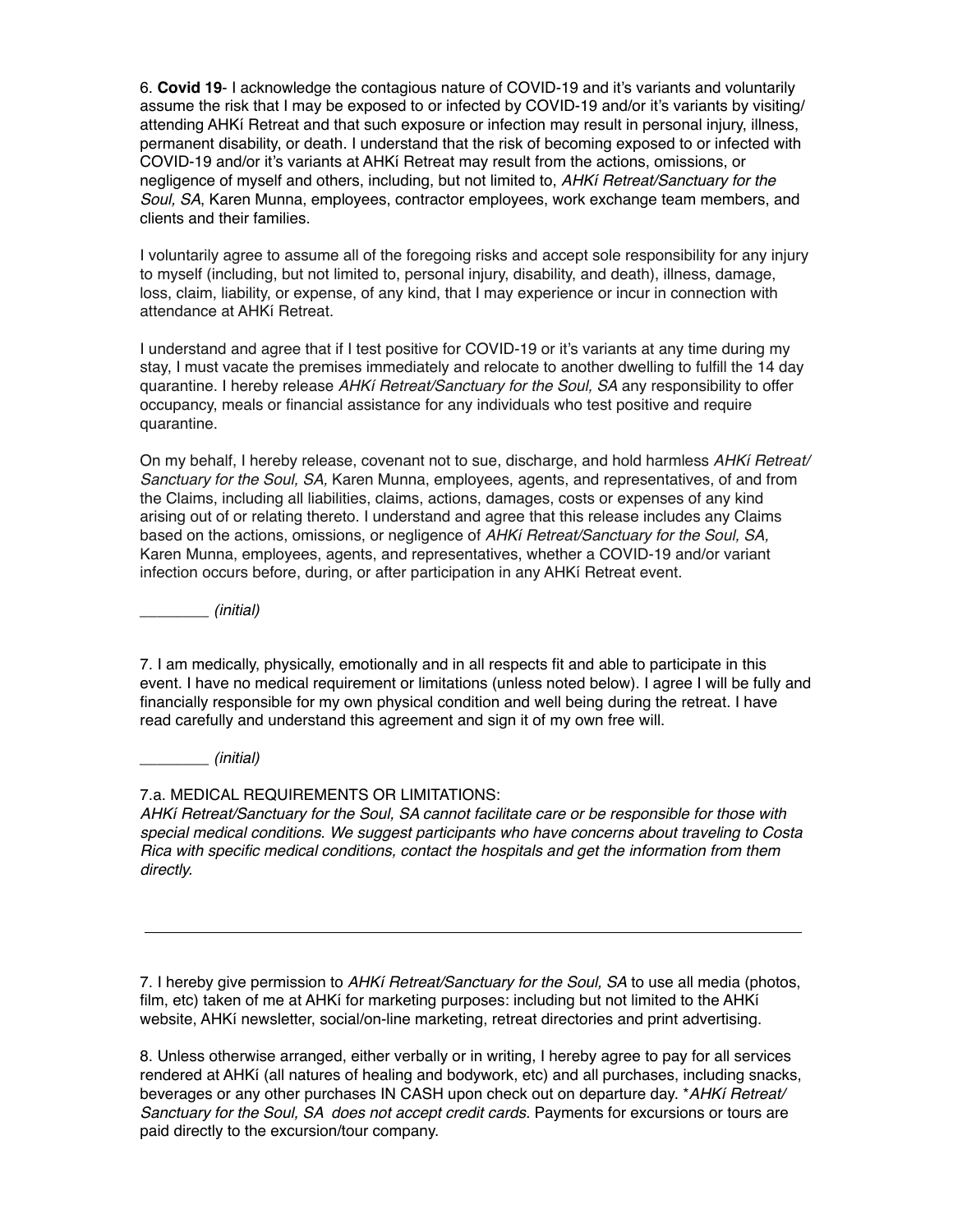6. **Covid 19**- I acknowledge the contagious nature of COVID-19 and it's variants and voluntarily assume the risk that I may be exposed to or infected by COVID-19 and/or it's variants by visiting/ attending AHKí Retreat and that such exposure or infection may result in personal injury, illness, permanent disability, or death. I understand that the risk of becoming exposed to or infected with COVID-19 and/or it's variants at AHKí Retreat may result from the actions, omissions, or negligence of myself and others, including, but not limited to, *AHKí Retreat/Sanctuary for the Soul, SA*, Karen Munna, employees, contractor employees, work exchange team members, and clients and their families.

I voluntarily agree to assume all of the foregoing risks and accept sole responsibility for any injury to myself (including, but not limited to, personal injury, disability, and death), illness, damage, loss, claim, liability, or expense, of any kind, that I may experience or incur in connection with attendance at AHKí Retreat.

I understand and agree that if I test positive for COVID-19 or it's variants at any time during my stay, I must vacate the premises immediately and relocate to another dwelling to fulfill the 14 day quarantine. I hereby release *AHKí Retreat/Sanctuary for the Soul, SA* any responsibility to offer occupancy, meals or financial assistance for any individuals who test positive and require quarantine.

On my behalf, I hereby release, covenant not to sue, discharge, and hold harmless *AHKí Retreat/ Sanctuary for the Soul, SA,* Karen Munna, employees, agents, and representatives, of and from the Claims, including all liabilities, claims, actions, damages, costs or expenses of any kind arising out of or relating thereto. I understand and agree that this release includes any Claims based on the actions, omissions, or negligence of *AHKí Retreat/Sanctuary for the Soul, SA,* Karen Munna, employees, agents, and representatives, whether a COVID-19 and/or variant infection occurs before, during, or after participation in any AHKí Retreat event.

________ *(initial)*

7. I am medically, physically, emotionally and in all respects fit and able to participate in this event. I have no medical requirement or limitations (unless noted below). I agree I will be fully and financially responsible for my own physical condition and well being during the retreat. I have read carefully and understand this agreement and sign it of my own free will.

________ *(initial)*

7.a. MEDICAL REQUIREMENTS OR LIMITATIONS:
*AHKí Retreat/Sanctuary for the Soul, SA cannot facilitate care or be responsible for those with special medical conditions. We suggest participants who have concerns about traveling to Costa Rica with specific medical conditions, contact the hospitals and get the information from them directly.*

_____________________________________________________________________

7. I hereby give permission to *AHKí Retreat/Sanctuary for the Soul, SA* to use all media (photos, film, etc) taken of me at AHKí for marketing purposes: including but not limited to the AHKí website, AHKí newsletter, social/on-line marketing, retreat directories and print advertising.

8. Unless otherwise arranged, either verbally or in writing, I hereby agree to pay for all services rendered at AHKí (all natures of healing and bodywork, etc) and all purchases, including snacks, beverages or any other purchases IN CASH upon check out on departure day. **AHKí Retreat/ Sanctuary for the Soul, SA does not accept credit cards.* Payments for excursions or tours are paid directly to the excursion/tour company.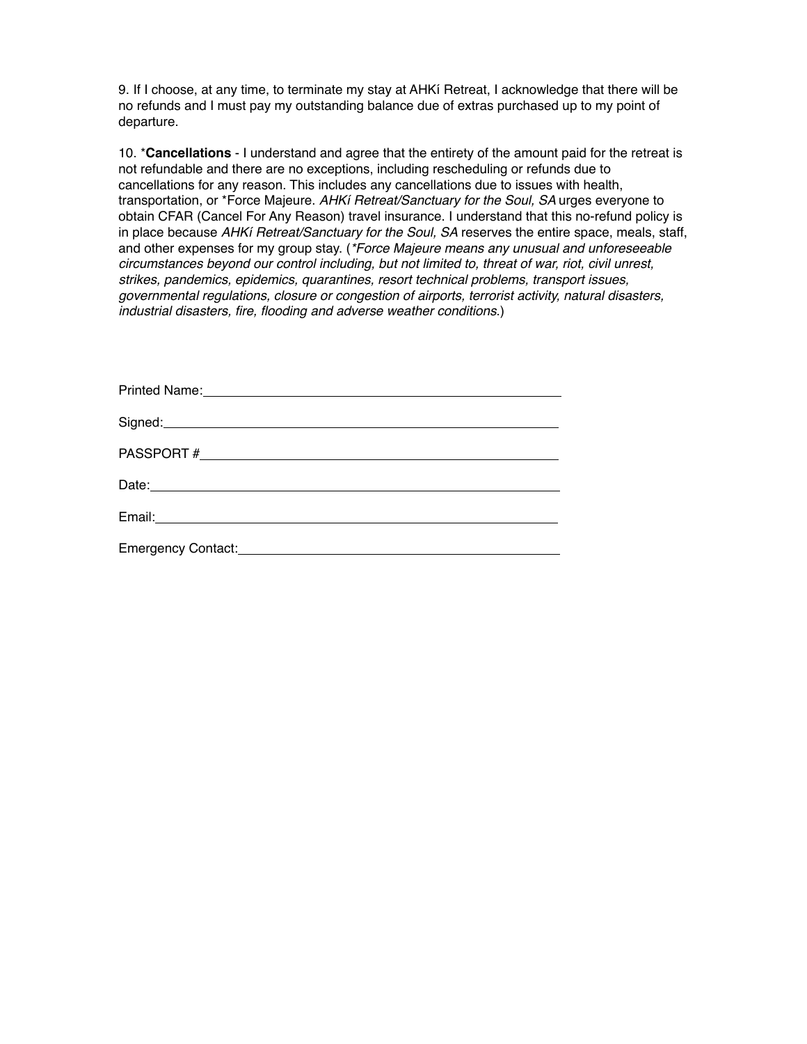9. If I choose, at any time, to terminate my stay at AHKí Retreat, I acknowledge that there will be no refunds and I must pay my outstanding balance due of extras purchased up to my point of departure.

10. ***Cancellations** - I understand and agree that the entirety of the amount paid for the retreat is not refundable and there are no exceptions, including rescheduling or refunds due to cancellations for any reason. This includes any cancellations due to issues with health, transportation, or *Force Majeure. *AHKí Retreat/Sanctuary for the Soul, SA* urges everyone to obtain CFAR (Cancel For Any Reason) travel insurance. I understand that this no-refund policy is in place because *AHKí Retreat/Sanctuary for the Soul, SA* reserves the entire space, meals, staff, and other expenses for my group stay. (*\*Force Majeure means any unusual and unforeseeable circumstances beyond our control including, but not limited to, threat of war, riot, civil unrest, strikes, pandemics, epidemics, quarantines, resort technical problems, transport issues, governmental regulations, closure or congestion of airports, terrorist activity, natural disasters, industrial disasters, fire, flooding and adverse weather conditions.*)

Printed Name: ______________________________________________

Signed: ______________________________________________

PASSPORT # ______________________________________________

Date: ______________________________________________

Email: ______________________________________________

Emergency Contact: ______________________________________________